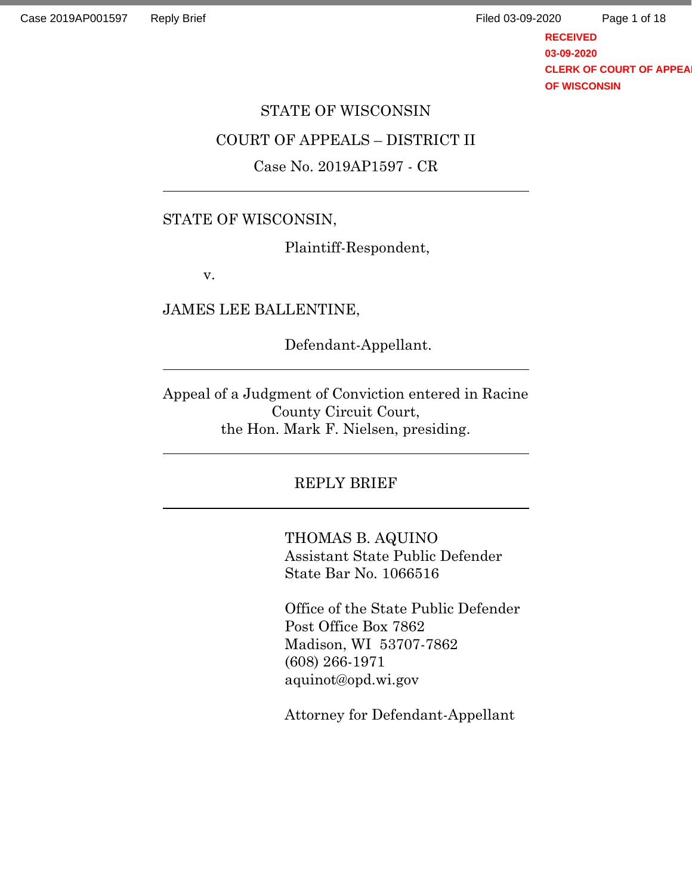STATE OF WISCONSIN

COURT OF APPEALS – DISTRICT II

Case No. 2019AP1597 - CR

---

STATE OF WISCONSIN,

Plaintiff-Respondent,

v.

JAMES LEE BALLENTINE,

Defendant-Appellant.

---

Appeal of a Judgment of Conviction entered in Racine County Circuit Court,
the Hon. Mark F. Nielsen, presiding.

---

REPLY BRIEF

---

THOMAS B. AQUINO
Assistant State Public Defender
State Bar No. 1066516

Office of the State Public Defender
Post Office Box 7862
Madison, WI 53707-7862
(608) 266-1971
aquinot@opd.wi.gov

Attorney for Defendant-Appellant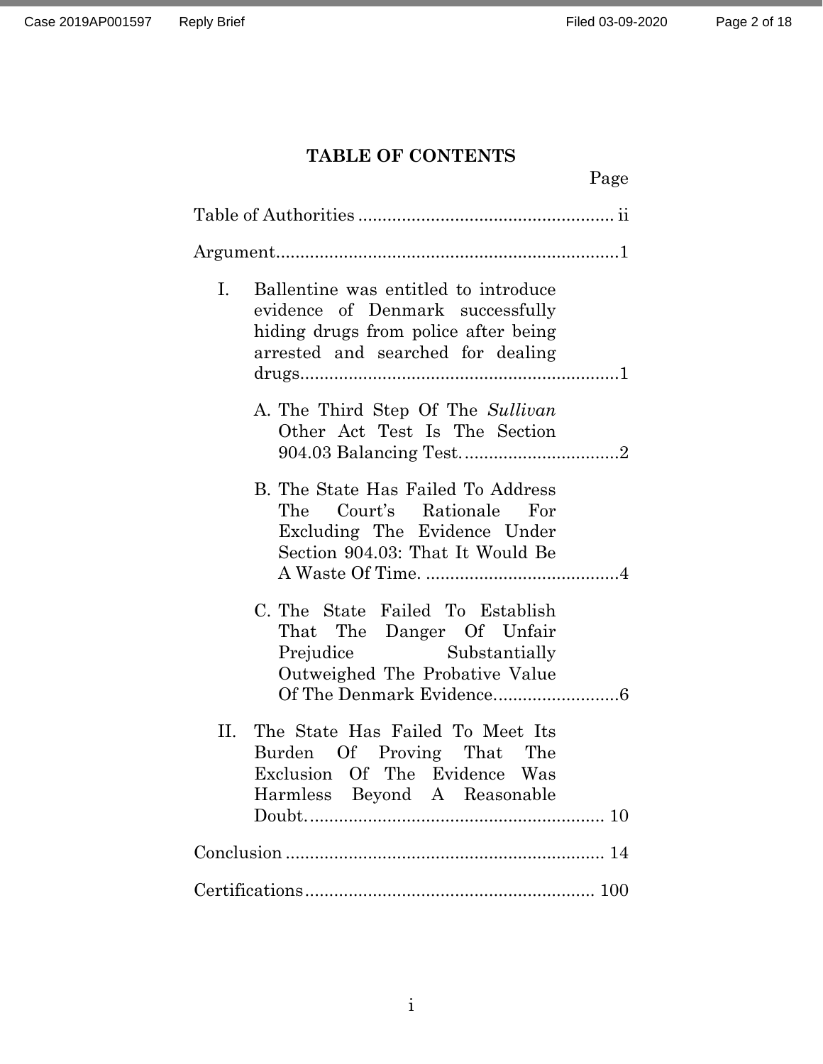## TABLE OF CONTENTS

| | Page |
|---|---|
| Table of Authorities | ii |
| Argument | 1 |
| I. Ballentine was entitled to introduce evidence of Denmark successfully hiding drugs from police after being arrested and searched for dealing drugs | 1 |
| A. The Third Step Of The *Sullivan* Other Act Test Is The Section 904.03 Balancing Test. | 2 |
| B. The State Has Failed To Address The Court's Rationale For Excluding The Evidence Under Section 904.03: That It Would Be A Waste Of Time. | 4 |
| C. The State Failed To Establish That The Danger Of Unfair Prejudice Substantially Outweighed The Probative Value Of The Denmark Evidence. | 6 |
| II. The State Has Failed To Meet Its Burden Of Proving That The Exclusion Of The Evidence Was Harmless Beyond A Reasonable Doubt. | 10 |
| Conclusion | 14 |
| Certifications | 100 |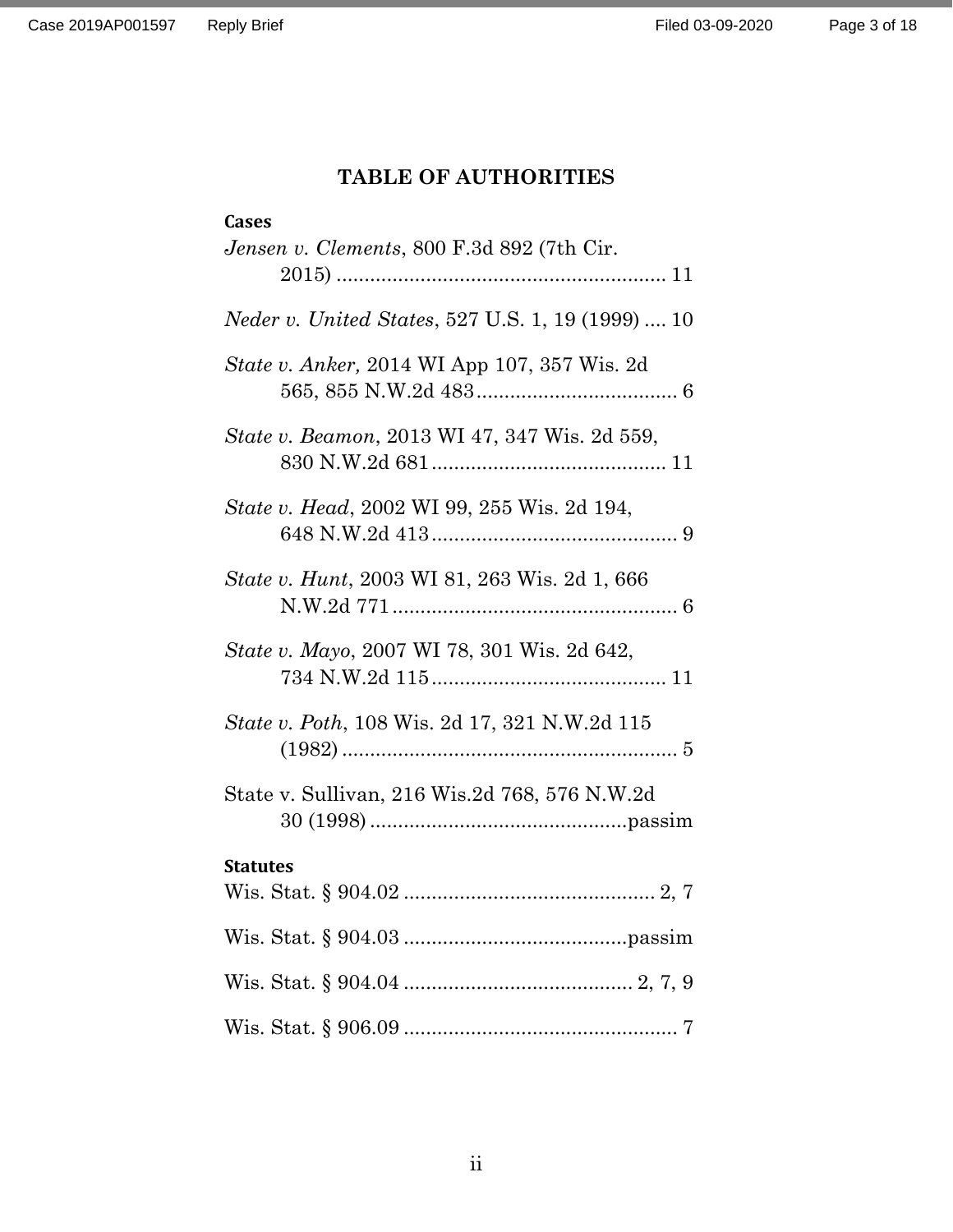# TABLE OF AUTHORITIES

**Cases**

*Jensen v. Clements*, 800 F.3d 892 (7th Cir. 2015) .......................................................... 11

*Neder v. United States*, 527 U.S. 1, 19 (1999) .... 10

*State v. Anker,* 2014 WI App 107, 357 Wis. 2d 565, 855 N.W.2d 483.................................... 6

*State v. Beamon*, 2013 WI 47, 347 Wis. 2d 559, 830 N.W.2d 681.......................................... 11

*State v. Head*, 2002 WI 99, 255 Wis. 2d 194, 648 N.W.2d 413............................................ 9

*State v. Hunt*, 2003 WI 81, 263 Wis. 2d 1, 666 N.W.2d 771.................................................. 6

*State v. Mayo*, 2007 WI 78, 301 Wis. 2d 642, 734 N.W.2d 115.......................................... 11

*State v. Poth*, 108 Wis. 2d 17, 321 N.W.2d 115 (1982) ............................................................ 5

State v. Sullivan, 216 Wis.2d 768, 576 N.W.2d 30 (1998) ..............................................passim

**Statutes**

Wis. Stat. § 904.02 ............................................. 2, 7

Wis. Stat. § 904.03 ........................................passim

Wis. Stat. § 904.04 ......................................... 2, 7, 9

Wis. Stat. § 906.09 ................................................. 7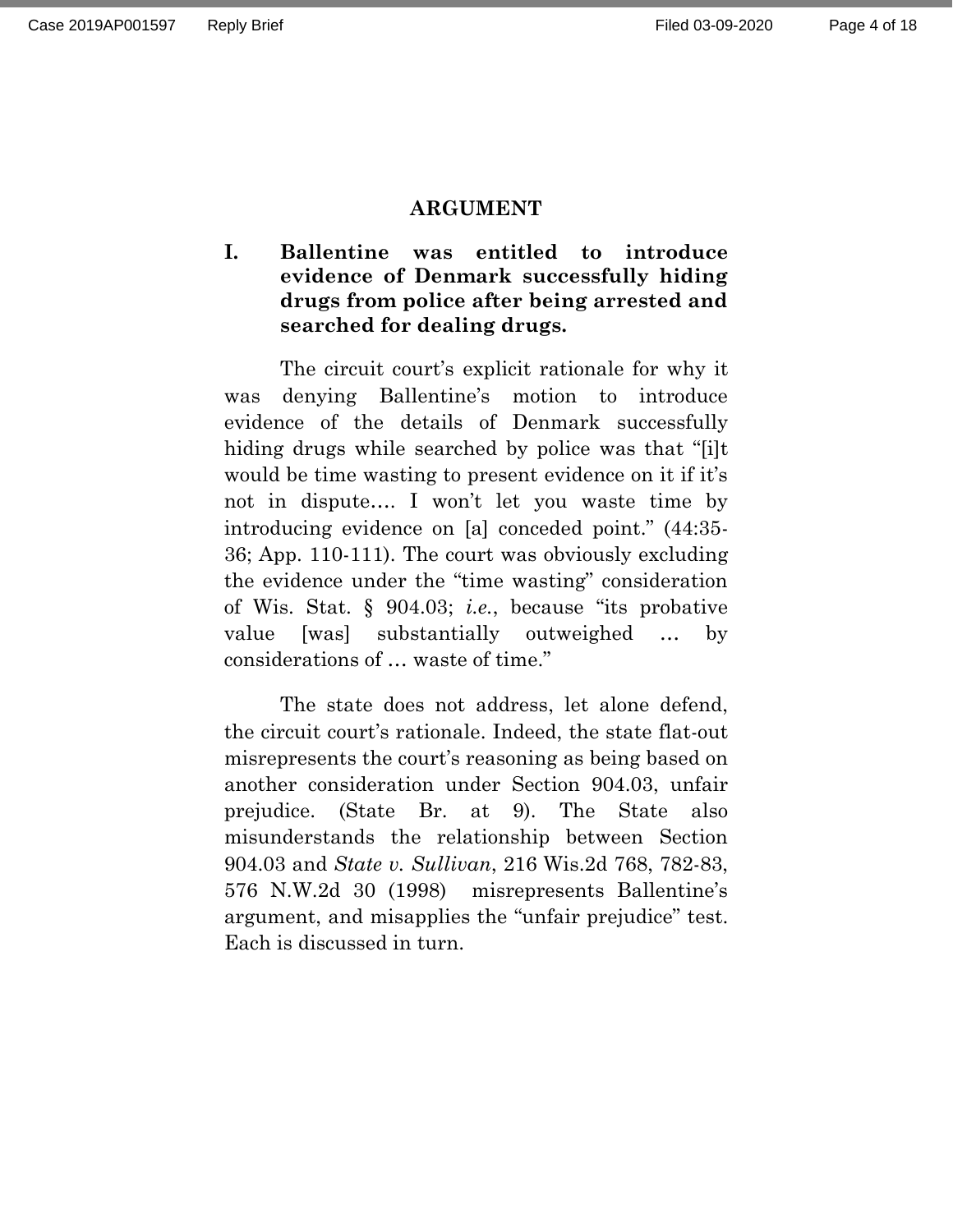## ARGUMENT

### I. Ballentine was entitled to introduce evidence of Denmark successfully hiding drugs from police after being arrested and searched for dealing drugs.

The circuit court's explicit rationale for why it was denying Ballentine's motion to introduce evidence of the details of Denmark successfully hiding drugs while searched by police was that "[i]t would be time wasting to present evidence on it if it's not in dispute…. I won't let you waste time by introducing evidence on [a] conceded point." (44:35-36; App. 110-111). The court was obviously excluding the evidence under the "time wasting" consideration of Wis. Stat. § 904.03; *i.e.*, because "its probative value [was] substantially outweighed … by considerations of … waste of time."

The state does not address, let alone defend, the circuit court's rationale. Indeed, the state flat-out misrepresents the court's reasoning as being based on another consideration under Section 904.03, unfair prejudice. (State Br. at 9). The State also misunderstands the relationship between Section 904.03 and *State v. Sullivan*, 216 Wis.2d 768, 782-83, 576 N.W.2d 30 (1998) misrepresents Ballentine's argument, and misapplies the "unfair prejudice" test. Each is discussed in turn.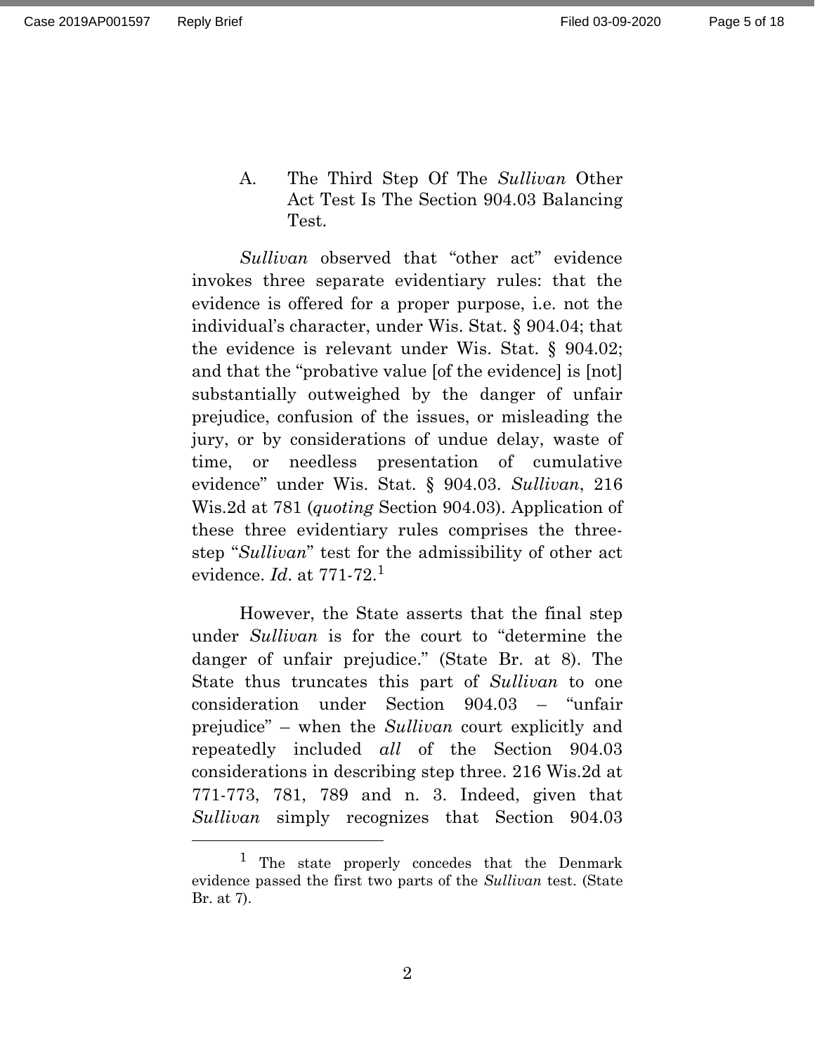A. The Third Step Of The *Sullivan* Other Act Test Is The Section 904.03 Balancing Test.

*Sullivan* observed that "other act" evidence invokes three separate evidentiary rules: that the evidence is offered for a proper purpose, i.e. not the individual's character, under Wis. Stat. § 904.04; that the evidence is relevant under Wis. Stat. § 904.02; and that the "probative value [of the evidence] is [not] substantially outweighed by the danger of unfair prejudice, confusion of the issues, or misleading the jury, or by considerations of undue delay, waste of time, or needless presentation of cumulative evidence" under Wis. Stat. § 904.03. *Sullivan*, 216 Wis.2d at 781 (*quoting* Section 904.03). Application of these three evidentiary rules comprises the three-step "*Sullivan*" test for the admissibility of other act evidence. *Id*. at 771-72.[1]

However, the State asserts that the final step under *Sullivan* is for the court to "determine the danger of unfair prejudice." (State Br. at 8). The State thus truncates this part of *Sullivan* to one consideration under Section 904.03 – "unfair prejudice" – when the *Sullivan* court explicitly and repeatedly included *all* of the Section 904.03 considerations in describing step three. 216 Wis.2d at 771-773, 781, 789 and n. 3. Indeed, given that *Sullivan* simply recognizes that Section 904.03

---

[1] The state properly concedes that the Denmark evidence passed the first two parts of the *Sullivan* test. (State Br. at 7).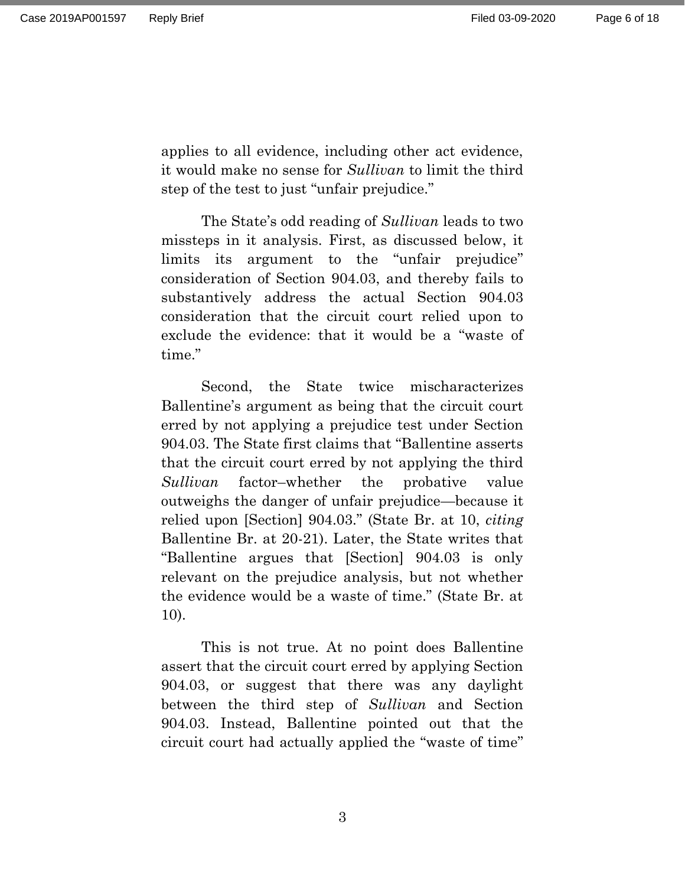applies to all evidence, including other act evidence, it would make no sense for *Sullivan* to limit the third step of the test to just "unfair prejudice."

The State's odd reading of *Sullivan* leads to two missteps in it analysis. First, as discussed below, it limits its argument to the "unfair prejudice" consideration of Section 904.03, and thereby fails to substantively address the actual Section 904.03 consideration that the circuit court relied upon to exclude the evidence: that it would be a "waste of time."

Second, the State twice mischaracterizes Ballentine's argument as being that the circuit court erred by not applying a prejudice test under Section 904.03. The State first claims that "Ballentine asserts that the circuit court erred by not applying the third *Sullivan* factor–whether the probative value outweighs the danger of unfair prejudice—because it relied upon [Section] 904.03." (State Br. at 10, *citing* Ballentine Br. at 20-21). Later, the State writes that "Ballentine argues that [Section] 904.03 is only relevant on the prejudice analysis, but not whether the evidence would be a waste of time." (State Br. at 10).

This is not true. At no point does Ballentine assert that the circuit court erred by applying Section 904.03, or suggest that there was any daylight between the third step of *Sullivan* and Section 904.03. Instead, Ballentine pointed out that the circuit court had actually applied the "waste of time"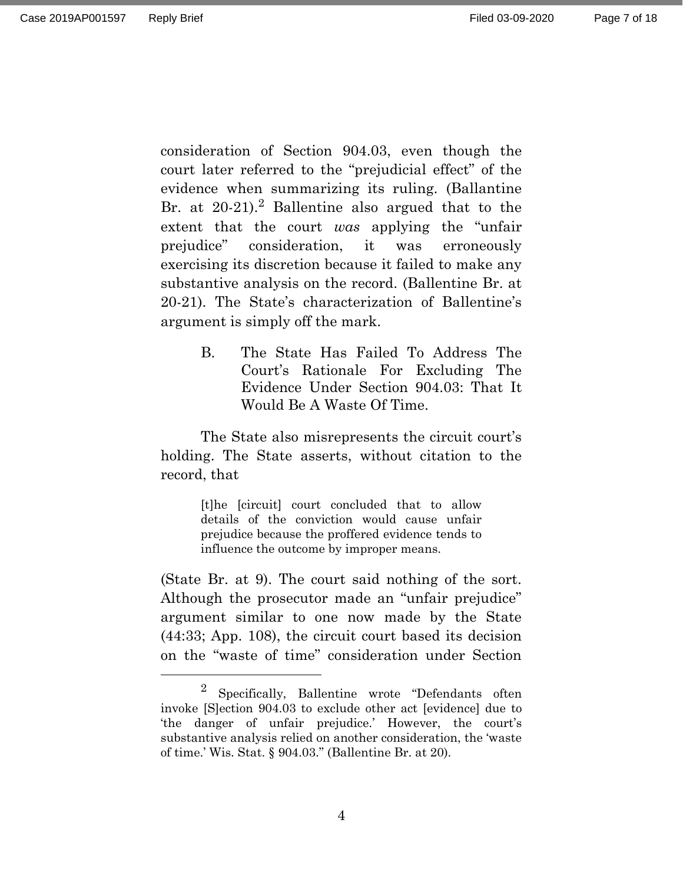consideration of Section 904.03, even though the court later referred to the "prejudicial effect" of the evidence when summarizing its ruling. (Ballantine Br. at 20-21).[2] Ballantine also argued that to the extent that the court *was* applying the "unfair prejudice" consideration, it was erroneously exercising its discretion because it failed to make any substantive analysis on the record. (Ballantine Br. at 20-21). The State's characterization of Ballantine's argument is simply off the mark.

### B. The State Has Failed To Address The Court's Rationale For Excluding The Evidence Under Section 904.03: That It Would Be A Waste Of Time.

The State also misrepresents the circuit court's holding. The State asserts, without citation to the record, that

> [t]he [circuit] court concluded that to allow details of the conviction would cause unfair prejudice because the proffered evidence tends to influence the outcome by improper means.

(State Br. at 9). The court said nothing of the sort. Although the prosecutor made an "unfair prejudice" argument similar to one now made by the State (44:33; App. 108), the circuit court based its decision on the "waste of time" consideration under Section

---

[2] Specifically, Ballentine wrote "Defendants often invoke [S]ection 904.03 to exclude other act [evidence] due to 'the danger of unfair prejudice.' However, the court's substantive analysis relied on another consideration, the 'waste of time.' Wis. Stat. § 904.03." (Ballantine Br. at 20).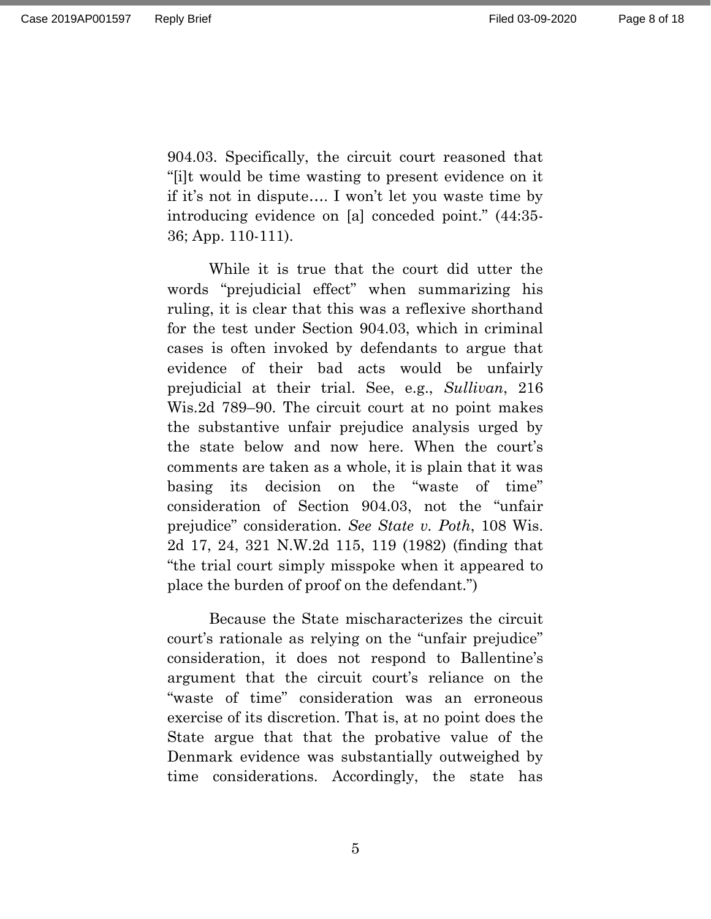904.03. Specifically, the circuit court reasoned that "[i]t would be time wasting to present evidence on it if it's not in dispute…. I won't let you waste time by introducing evidence on [a] conceded point." (44:35-36; App. 110-111).

While it is true that the court did utter the words "prejudicial effect" when summarizing his ruling, it is clear that this was a reflexive shorthand for the test under Section 904.03, which in criminal cases is often invoked by defendants to argue that evidence of their bad acts would be unfairly prejudicial at their trial. See, e.g., *Sullivan*, 216 Wis.2d 789–90. The circuit court at no point makes the substantive unfair prejudice analysis urged by the state below and now here. When the court's comments are taken as a whole, it is plain that it was basing its decision on the "waste of time" consideration of Section 904.03, not the "unfair prejudice" consideration. *See State v. Poth*, 108 Wis. 2d 17, 24, 321 N.W.2d 115, 119 (1982) (finding that "the trial court simply misspoke when it appeared to place the burden of proof on the defendant.")

Because the State mischaracterizes the circuit court's rationale as relying on the "unfair prejudice" consideration, it does not respond to Ballentine's argument that the circuit court's reliance on the "waste of time" consideration was an erroneous exercise of its discretion. That is, at no point does the State argue that that the probative value of the Denmark evidence was substantially outweighed by time considerations. Accordingly, the state has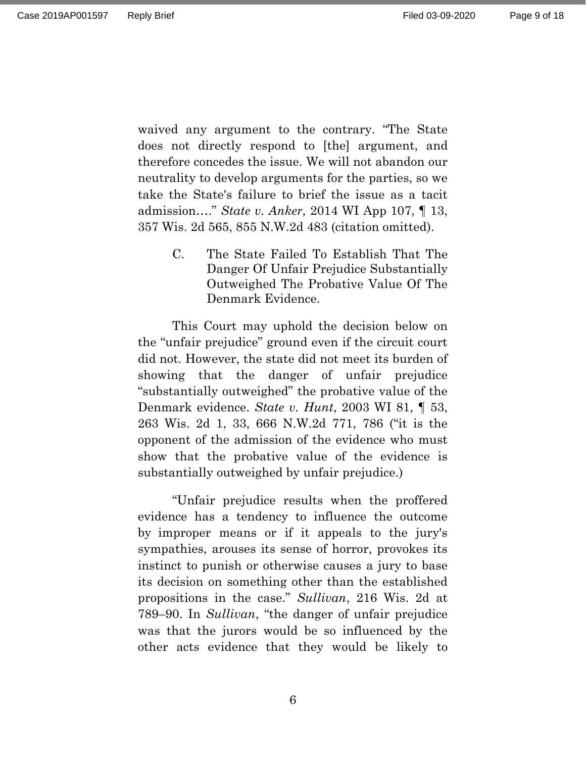waived any argument to the contrary. "The State does not directly respond to [the] argument, and therefore concedes the issue. We will not abandon our neutrality to develop arguments for the parties, so we take the State's failure to brief the issue as a tacit admission…." *State v. Anker,* 2014 WI App 107, ¶ 13, 357 Wis. 2d 565, 855 N.W.2d 483 (citation omitted).

### C. The State Failed To Establish That The Danger Of Unfair Prejudice Substantially Outweighed The Probative Value Of The Denmark Evidence.

This Court may uphold the decision below on the "unfair prejudice" ground even if the circuit court did not. However, the state did not meet its burden of showing that the danger of unfair prejudice "substantially outweighed" the probative value of the Denmark evidence. *State v. Hunt*, 2003 WI 81, ¶ 53, 263 Wis. 2d 1, 33, 666 N.W.2d 771, 786 ("it is the opponent of the admission of the evidence who must show that the probative value of the evidence is substantially outweighed by unfair prejudice.)

"Unfair prejudice results when the proffered evidence has a tendency to influence the outcome by improper means or if it appeals to the jury's sympathies, arouses its sense of horror, provokes its instinct to punish or otherwise causes a jury to base its decision on something other than the established propositions in the case." *Sullivan*, 216 Wis. 2d at 789–90. In *Sullivan*, "the danger of unfair prejudice was that the jurors would be so influenced by the other acts evidence that they would be likely to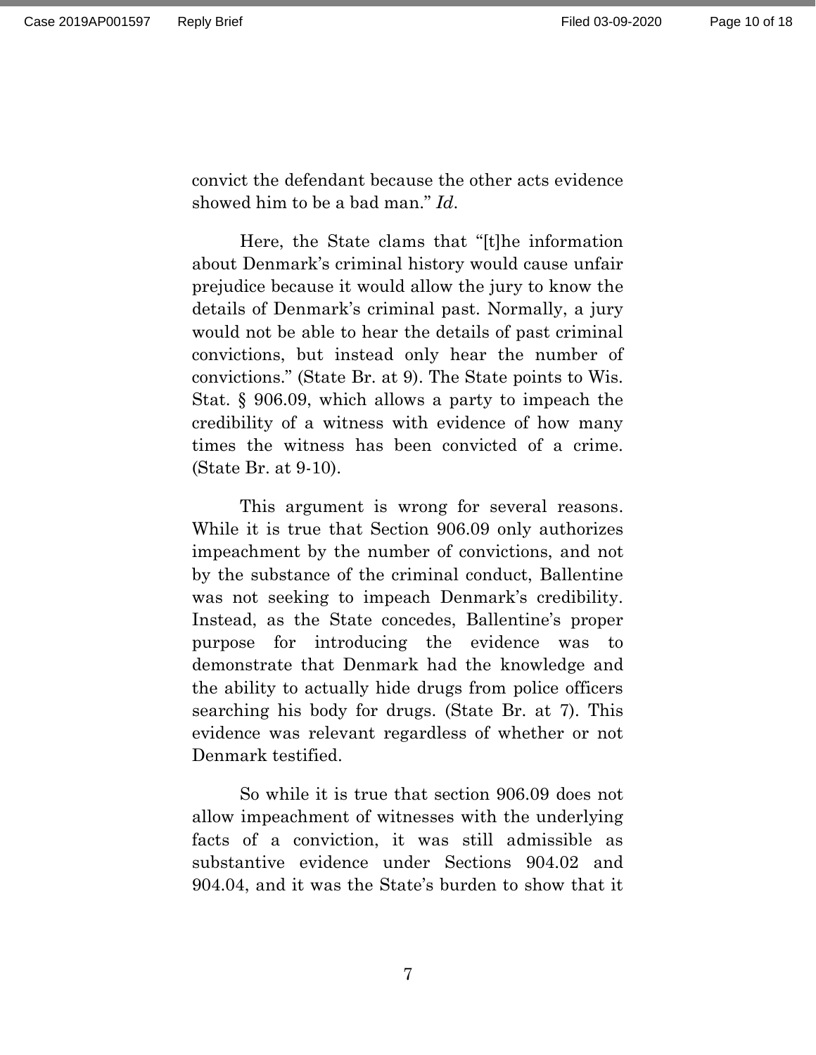convict the defendant because the other acts evidence showed him to be a bad man." *Id*.

Here, the State clams that "[t]he information about Denmark's criminal history would cause unfair prejudice because it would allow the jury to know the details of Denmark's criminal past. Normally, a jury would not be able to hear the details of past criminal convictions, but instead only hear the number of convictions." (State Br. at 9). The State points to Wis. Stat. § 906.09, which allows a party to impeach the credibility of a witness with evidence of how many times the witness has been convicted of a crime. (State Br. at 9-10).

This argument is wrong for several reasons. While it is true that Section 906.09 only authorizes impeachment by the number of convictions, and not by the substance of the criminal conduct, Ballentine was not seeking to impeach Denmark's credibility. Instead, as the State concedes, Ballentine's proper purpose for introducing the evidence was to demonstrate that Denmark had the knowledge and the ability to actually hide drugs from police officers searching his body for drugs. (State Br. at 7). This evidence was relevant regardless of whether or not Denmark testified.

So while it is true that section 906.09 does not allow impeachment of witnesses with the underlying facts of a conviction, it was still admissible as substantive evidence under Sections 904.02 and 904.04, and it was the State's burden to show that it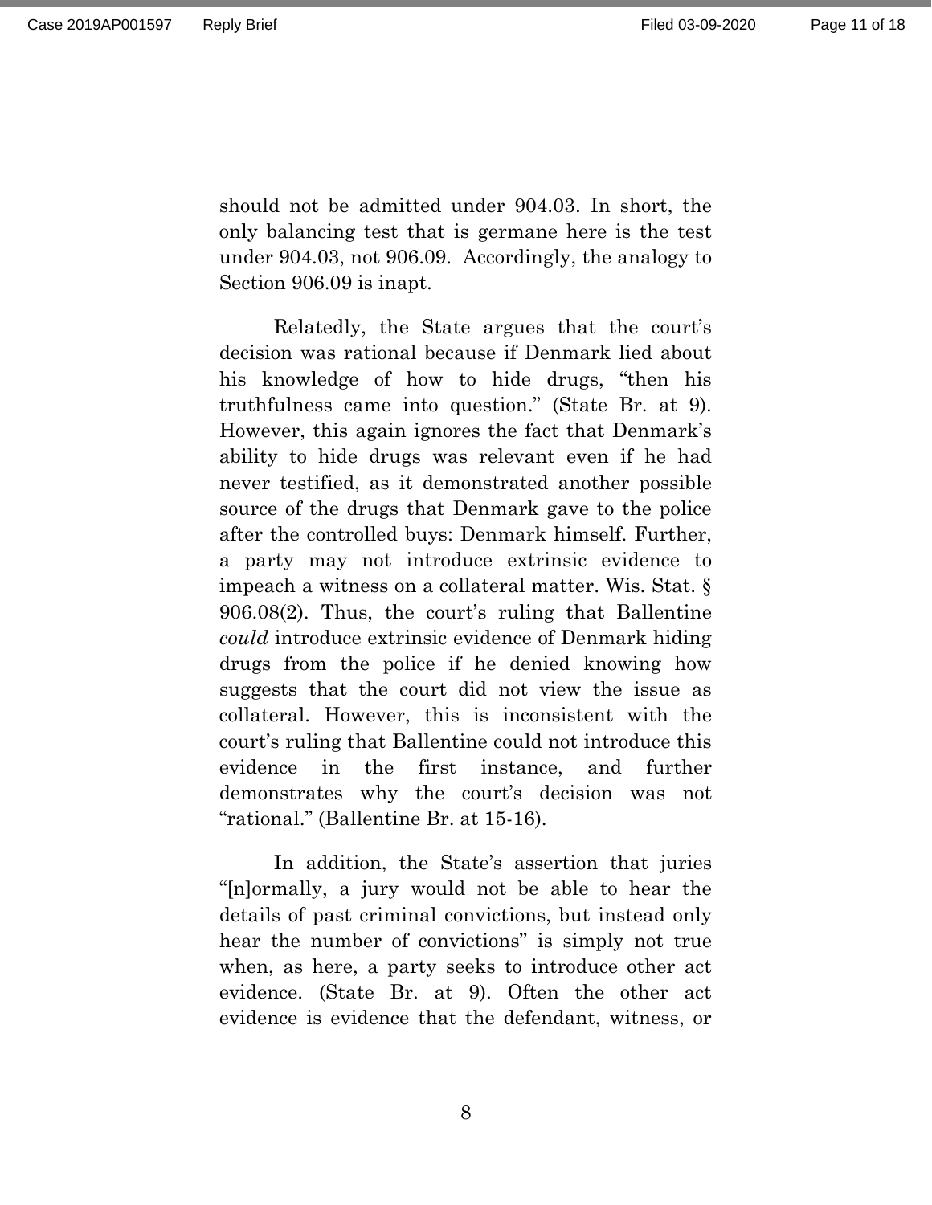should not be admitted under 904.03. In short, the only balancing test that is germane here is the test under 904.03, not 906.09. Accordingly, the analogy to Section 906.09 is inapt.

Relatedly, the State argues that the court's decision was rational because if Denmark lied about his knowledge of how to hide drugs, "then his truthfulness came into question." (State Br. at 9). However, this again ignores the fact that Denmark's ability to hide drugs was relevant even if he had never testified, as it demonstrated another possible source of the drugs that Denmark gave to the police after the controlled buys: Denmark himself. Further, a party may not introduce extrinsic evidence to impeach a witness on a collateral matter. Wis. Stat. § 906.08(2). Thus, the court's ruling that Ballentine *could* introduce extrinsic evidence of Denmark hiding drugs from the police if he denied knowing how suggests that the court did not view the issue as collateral. However, this is inconsistent with the court's ruling that Ballentine could not introduce this evidence in the first instance, and further demonstrates why the court's decision was not "rational." (Ballentine Br. at 15-16).

In addition, the State's assertion that juries "[n]ormally, a jury would not be able to hear the details of past criminal convictions, but instead only hear the number of convictions" is simply not true when, as here, a party seeks to introduce other act evidence. (State Br. at 9). Often the other act evidence is evidence that the defendant, witness, or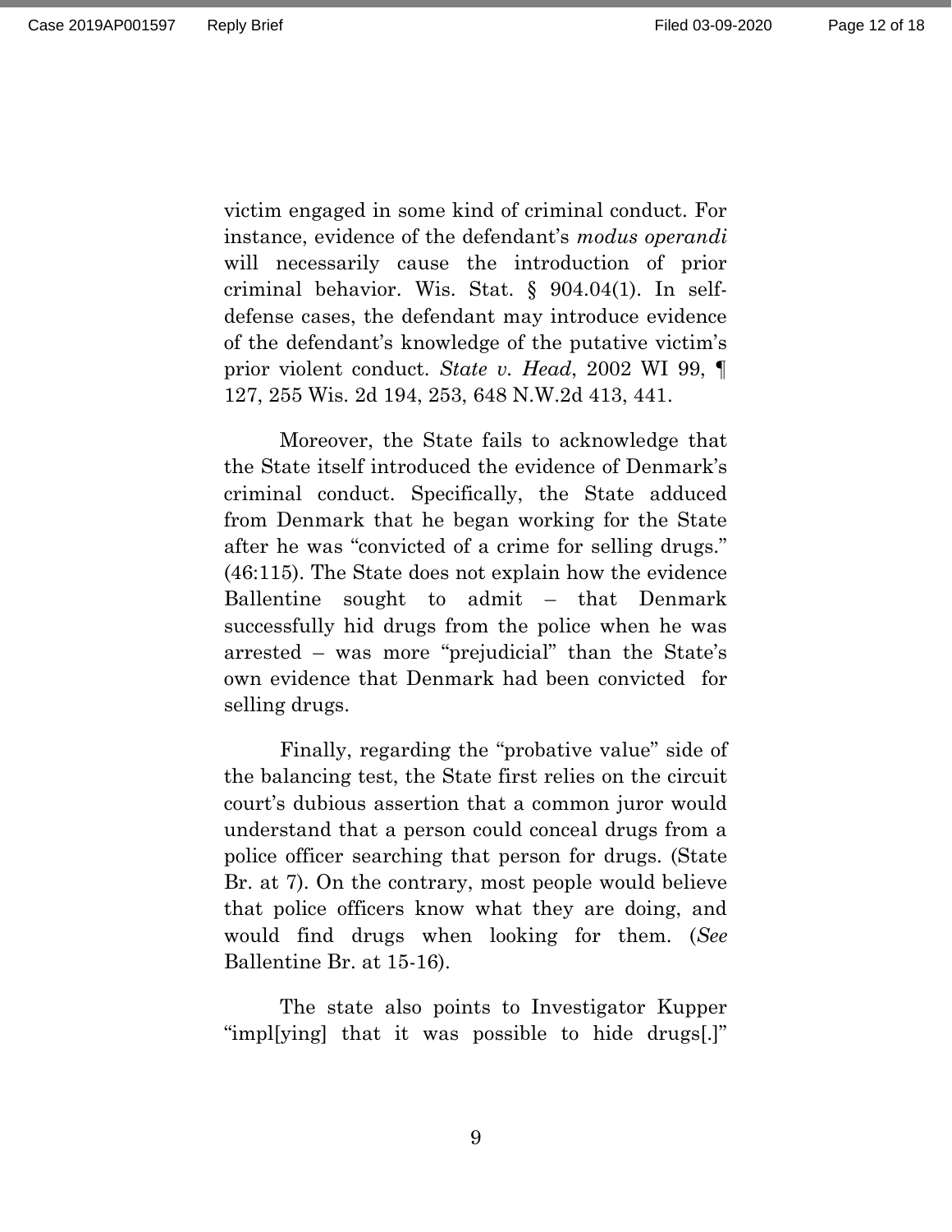victim engaged in some kind of criminal conduct. For instance, evidence of the defendant's *modus operandi* will necessarily cause the introduction of prior criminal behavior. Wis. Stat. § 904.04(1). In self-defense cases, the defendant may introduce evidence of the defendant's knowledge of the putative victim's prior violent conduct. *State v. Head*, 2002 WI 99, ¶ 127, 255 Wis. 2d 194, 253, 648 N.W.2d 413, 441.

Moreover, the State fails to acknowledge that the State itself introduced the evidence of Denmark's criminal conduct. Specifically, the State adduced from Denmark that he began working for the State after he was "convicted of a crime for selling drugs." (46:115). The State does not explain how the evidence Ballentine sought to admit – that Denmark successfully hid drugs from the police when he was arrested – was more "prejudicial" than the State's own evidence that Denmark had been convicted for selling drugs.

Finally, regarding the "probative value" side of the balancing test, the State first relies on the circuit court's dubious assertion that a common juror would understand that a person could conceal drugs from a police officer searching that person for drugs. (State Br. at 7). On the contrary, most people would believe that police officers know what they are doing, and would find drugs when looking for them. (*See* Ballentine Br. at 15-16).

The state also points to Investigator Kupper "impl[ying] that it was possible to hide drugs[.]"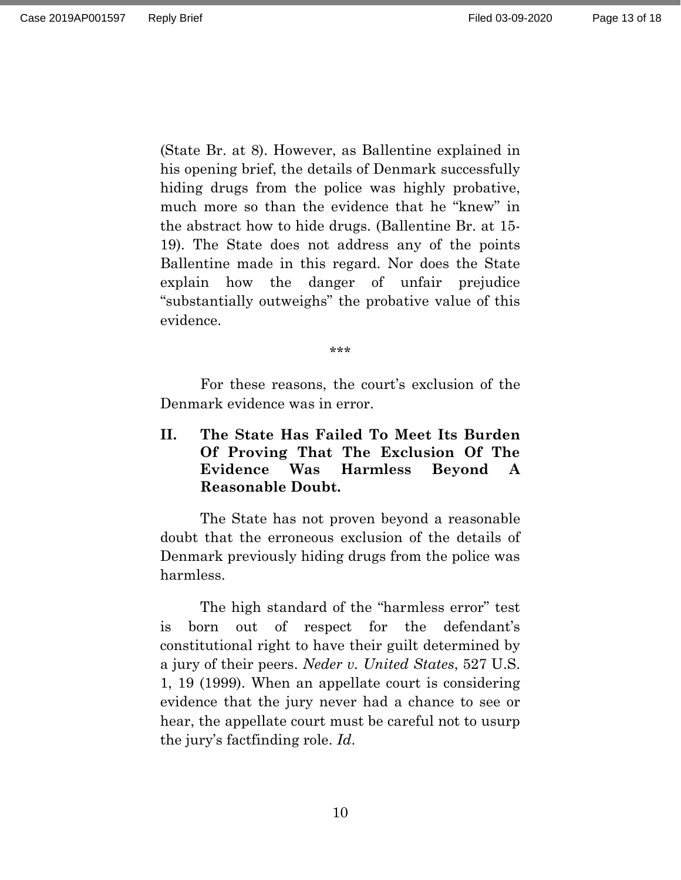(State Br. at 8). However, as Ballentine explained in his opening brief, the details of Denmark successfully hiding drugs from the police was highly probative, much more so than the evidence that he "knew" in the abstract how to hide drugs. (Ballentine Br. at 15-19). The State does not address any of the points Ballentine made in this regard. Nor does the State explain how the danger of unfair prejudice "substantially outweighs" the probative value of this evidence.

***

For these reasons, the court's exclusion of the Denmark evidence was in error.

## II. The State Has Failed To Meet Its Burden Of Proving That The Exclusion Of The Evidence Was Harmless Beyond A Reasonable Doubt.

The State has not proven beyond a reasonable doubt that the erroneous exclusion of the details of Denmark previously hiding drugs from the police was harmless.

The high standard of the "harmless error" test is born out of respect for the defendant's constitutional right to have their guilt determined by a jury of their peers. *Neder v. United States*, 527 U.S. 1, 19 (1999). When an appellate court is considering evidence that the jury never had a chance to see or hear, the appellate court must be careful not to usurp the jury's factfinding role. *Id*.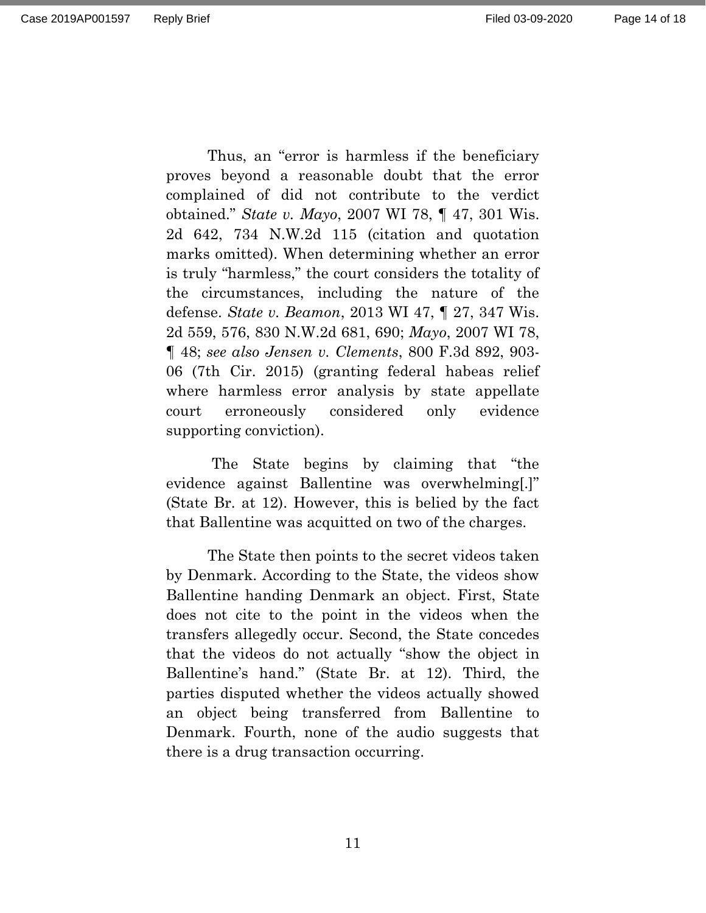Thus, an "error is harmless if the beneficiary proves beyond a reasonable doubt that the error complained of did not contribute to the verdict obtained." *State v. Mayo*, 2007 WI 78, ¶ 47, 301 Wis. 2d 642, 734 N.W.2d 115 (citation and quotation marks omitted). When determining whether an error is truly "harmless," the court considers the totality of the circumstances, including the nature of the defense. *State v. Beamon*, 2013 WI 47, ¶ 27, 347 Wis. 2d 559, 576, 830 N.W.2d 681, 690; *Mayo*, 2007 WI 78, ¶ 48; *see also Jensen v. Clements*, 800 F.3d 892, 903-06 (7th Cir. 2015) (granting federal habeas relief where harmless error analysis by state appellate court erroneously considered only evidence supporting conviction).

The State begins by claiming that "the evidence against Ballentine was overwhelming[.]" (State Br. at 12). However, this is belied by the fact that Ballentine was acquitted on two of the charges.

The State then points to the secret videos taken by Denmark. According to the State, the videos show Ballentine handing Denmark an object. First, State does not cite to the point in the videos when the transfers allegedly occur. Second, the State concedes that the videos do not actually "show the object in Ballentine's hand." (State Br. at 12). Third, the parties disputed whether the videos actually showed an object being transferred from Ballentine to Denmark. Fourth, none of the audio suggests that there is a drug transaction occurring.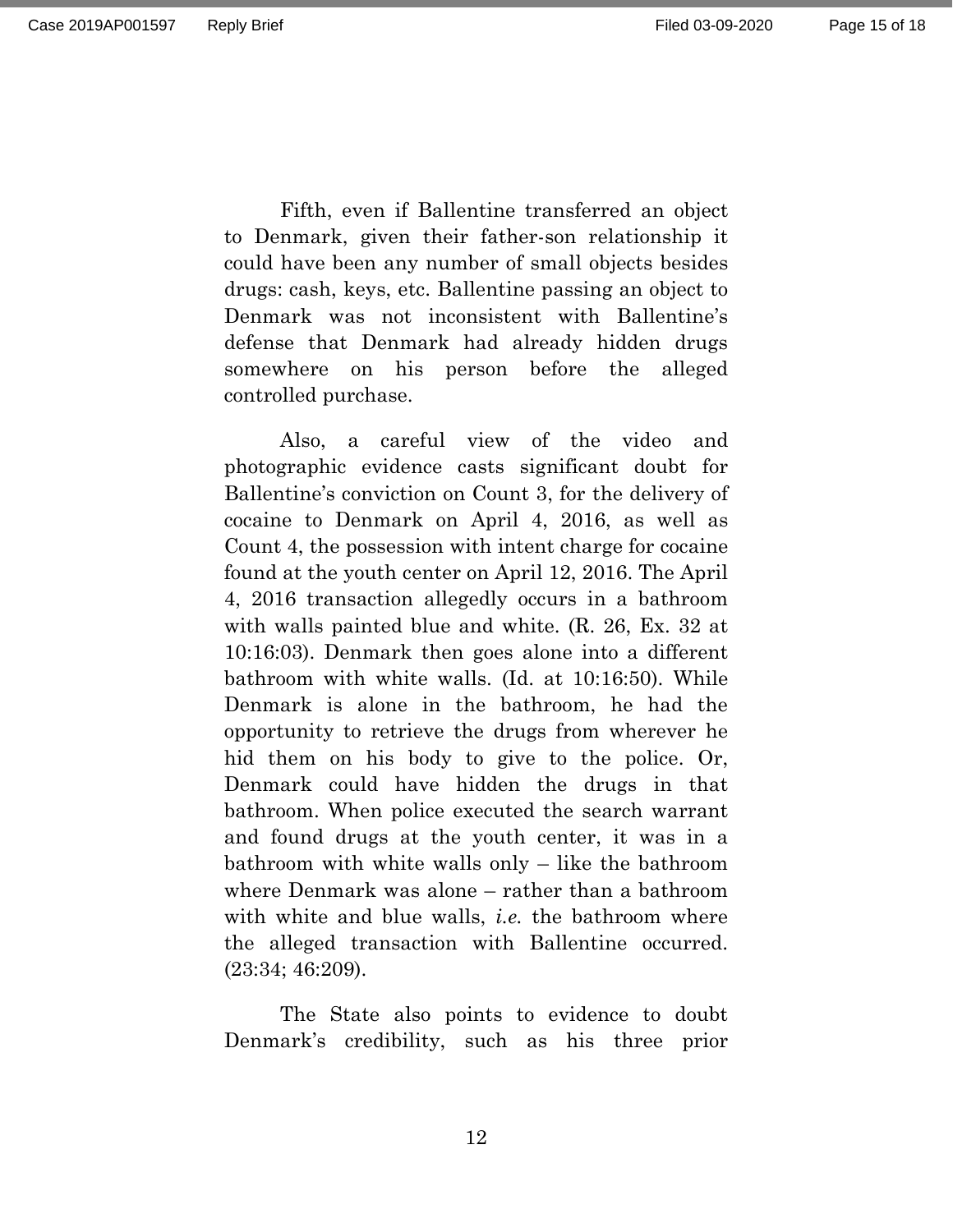Fifth, even if Ballentine transferred an object to Denmark, given their father-son relationship it could have been any number of small objects besides drugs: cash, keys, etc. Ballentine passing an object to Denmark was not inconsistent with Ballentine's defense that Denmark had already hidden drugs somewhere on his person before the alleged controlled purchase.

Also, a careful view of the video and photographic evidence casts significant doubt for Ballentine's conviction on Count 3, for the delivery of cocaine to Denmark on April 4, 2016, as well as Count 4, the possession with intent charge for cocaine found at the youth center on April 12, 2016. The April 4, 2016 transaction allegedly occurs in a bathroom with walls painted blue and white. (R. 26, Ex. 32 at 10:16:03). Denmark then goes alone into a different bathroom with white walls. (Id. at 10:16:50). While Denmark is alone in the bathroom, he had the opportunity to retrieve the drugs from wherever he hid them on his body to give to the police. Or, Denmark could have hidden the drugs in that bathroom. When police executed the search warrant and found drugs at the youth center, it was in a bathroom with white walls only – like the bathroom where Denmark was alone – rather than a bathroom with white and blue walls, *i.e.* the bathroom where the alleged transaction with Ballentine occurred. (23:34; 46:209).

The State also points to evidence to doubt Denmark's credibility, such as his three prior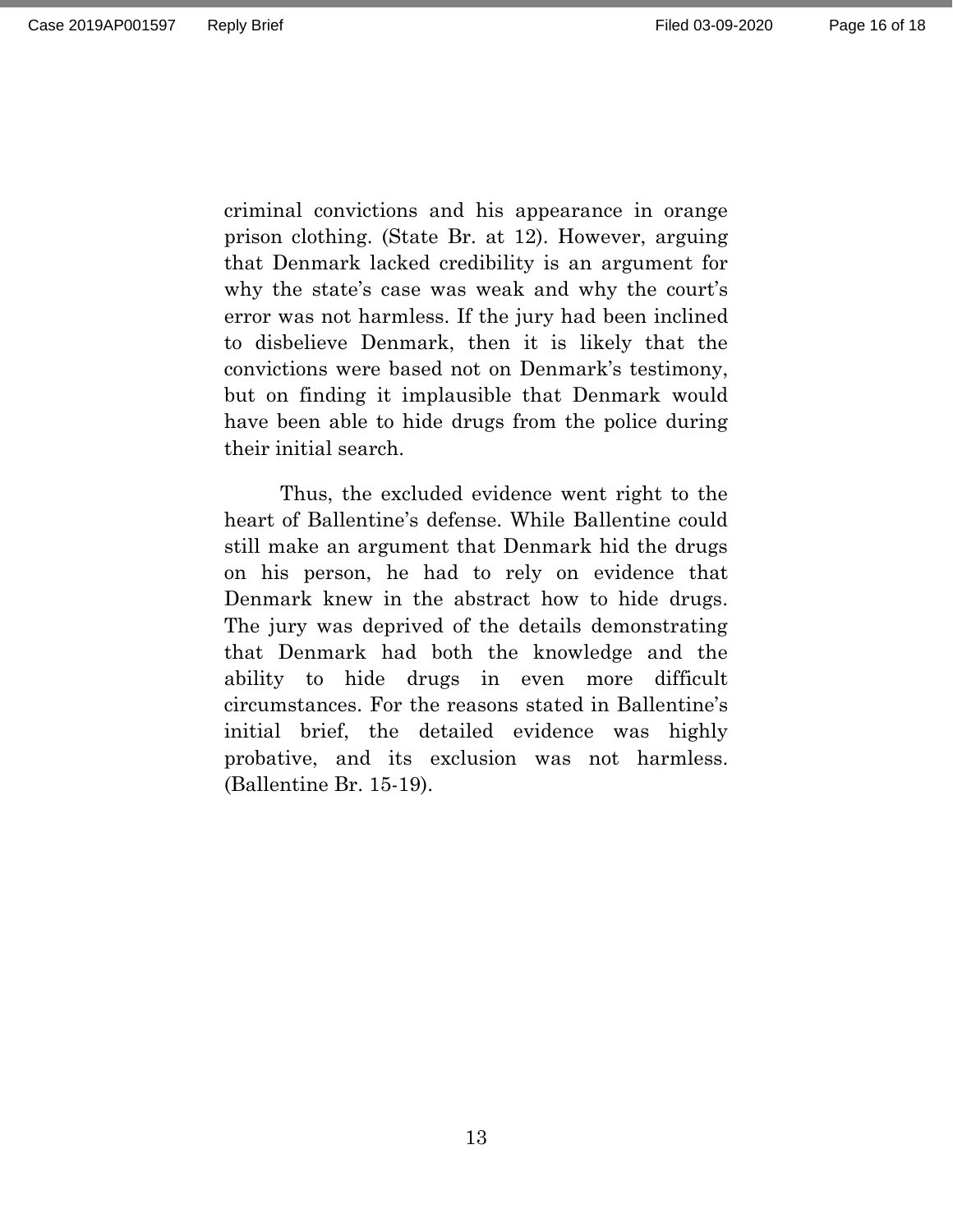criminal convictions and his appearance in orange prison clothing. (State Br. at 12). However, arguing that Denmark lacked credibility is an argument for why the state's case was weak and why the court's error was not harmless. If the jury had been inclined to disbelieve Denmark, then it is likely that the convictions were based not on Denmark's testimony, but on finding it implausible that Denmark would have been able to hide drugs from the police during their initial search.

Thus, the excluded evidence went right to the heart of Ballentine's defense. While Ballentine could still make an argument that Denmark hid the drugs on his person, he had to rely on evidence that Denmark knew in the abstract how to hide drugs. The jury was deprived of the details demonstrating that Denmark had both the knowledge and the ability to hide drugs in even more difficult circumstances. For the reasons stated in Ballentine's initial brief, the detailed evidence was highly probative, and its exclusion was not harmless. (Ballentine Br. 15-19).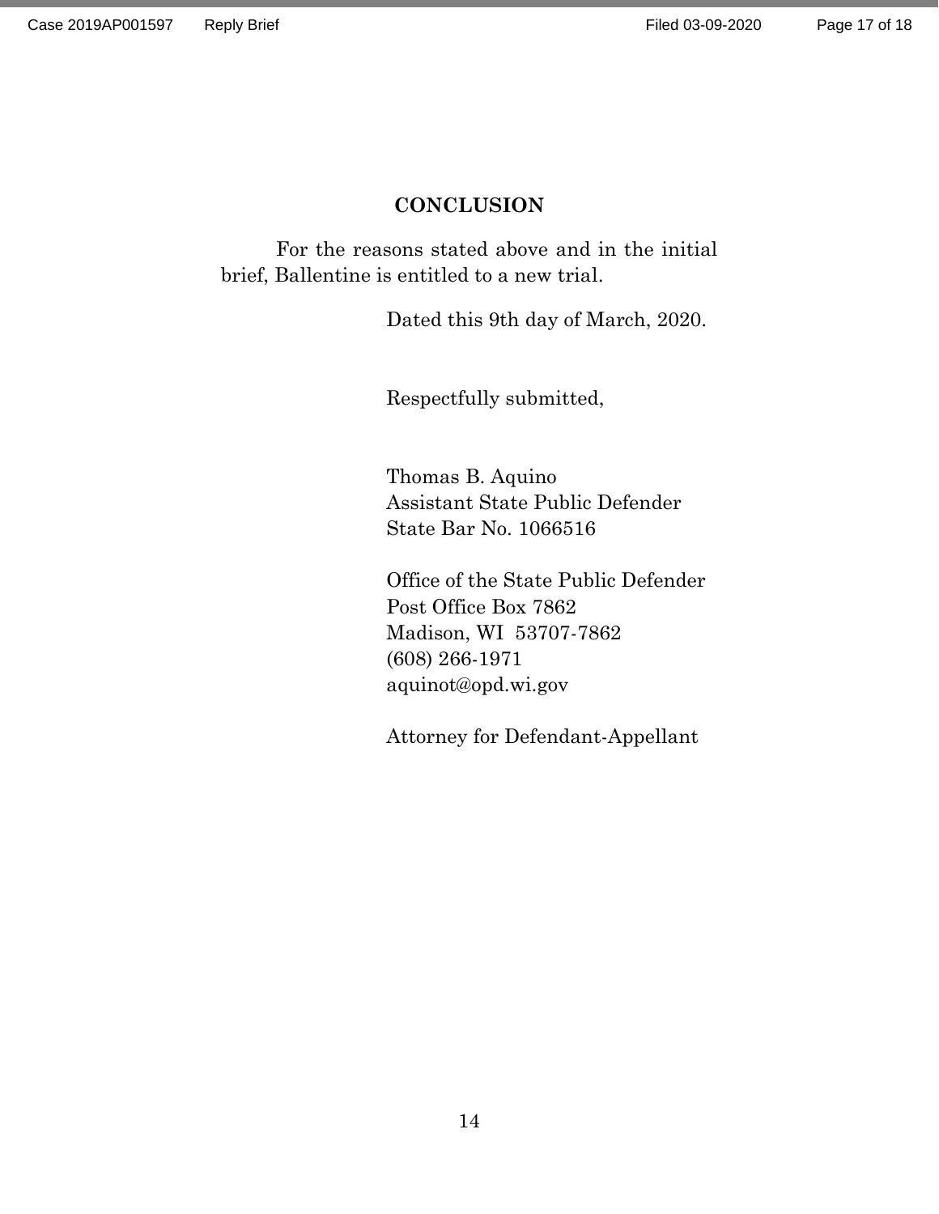## CONCLUSION

For the reasons stated above and in the initial brief, Ballentine is entitled to a new trial.

Dated this 9th day of March, 2020.

Respectfully submitted,

Thomas B. Aquino
Assistant State Public Defender
State Bar No. 1066516

Office of the State Public Defender
Post Office Box 7862
Madison, WI 53707-7862
(608) 266-1971
aquinot@opd.wi.gov

Attorney for Defendant-Appellant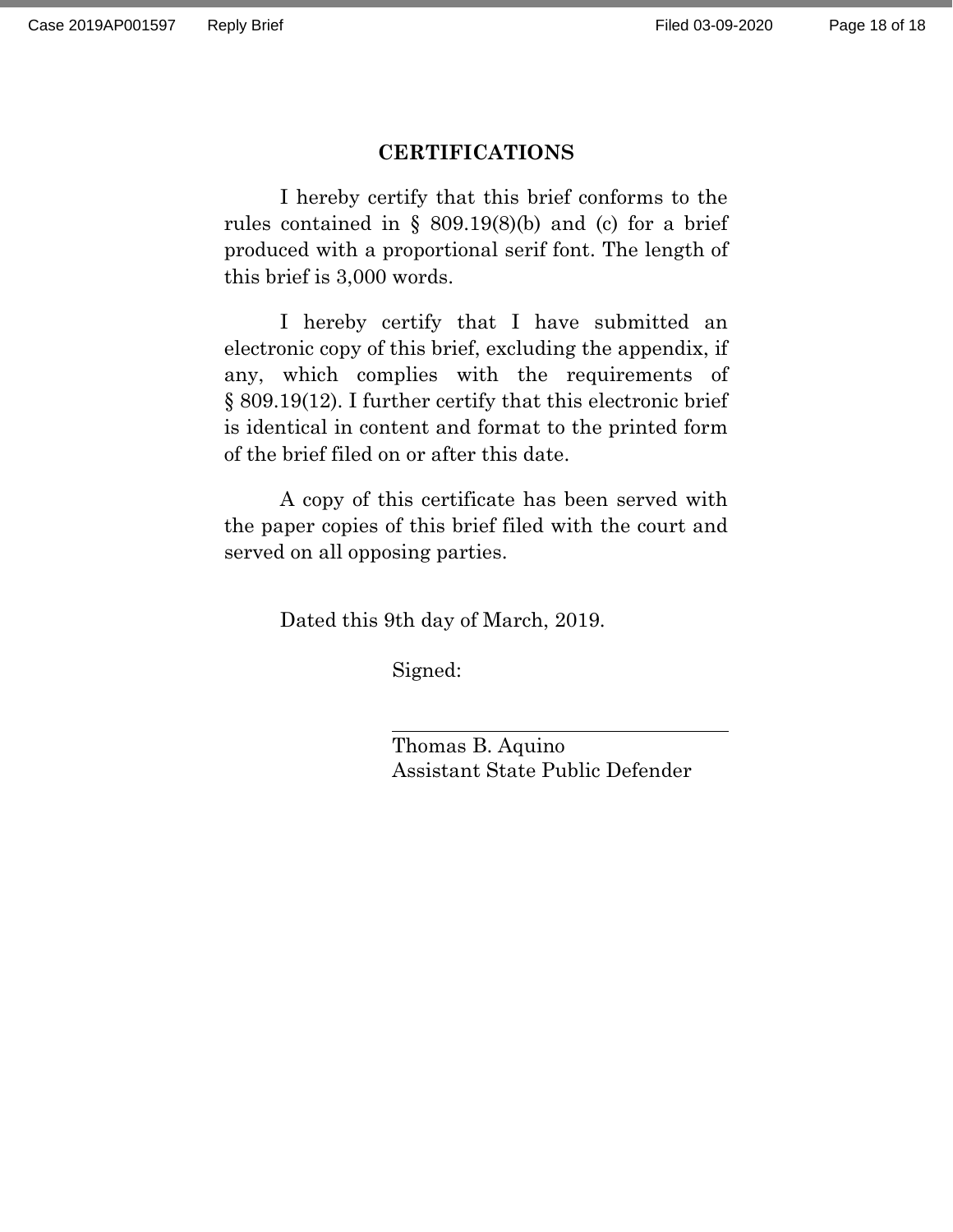## CERTIFICATIONS

I hereby certify that this brief conforms to the rules contained in § 809.19(8)(b) and (c) for a brief produced with a proportional serif font. The length of this brief is 3,000 words.

I hereby certify that I have submitted an electronic copy of this brief, excluding the appendix, if any, which complies with the requirements of § 809.19(12). I further certify that this electronic brief is identical in content and format to the printed form of the brief filed on or after this date.

A copy of this certificate has been served with the paper copies of this brief filed with the court and served on all opposing parties.

Dated this 9th day of March, 2019.

Signed:

\_\_\_\_\_\_\_\_\_\_\_\_\_\_\_\_\_\_\_\_\_\_\_\_\_\_\_\_\_\_

Thomas B. Aquino
Assistant State Public Defender